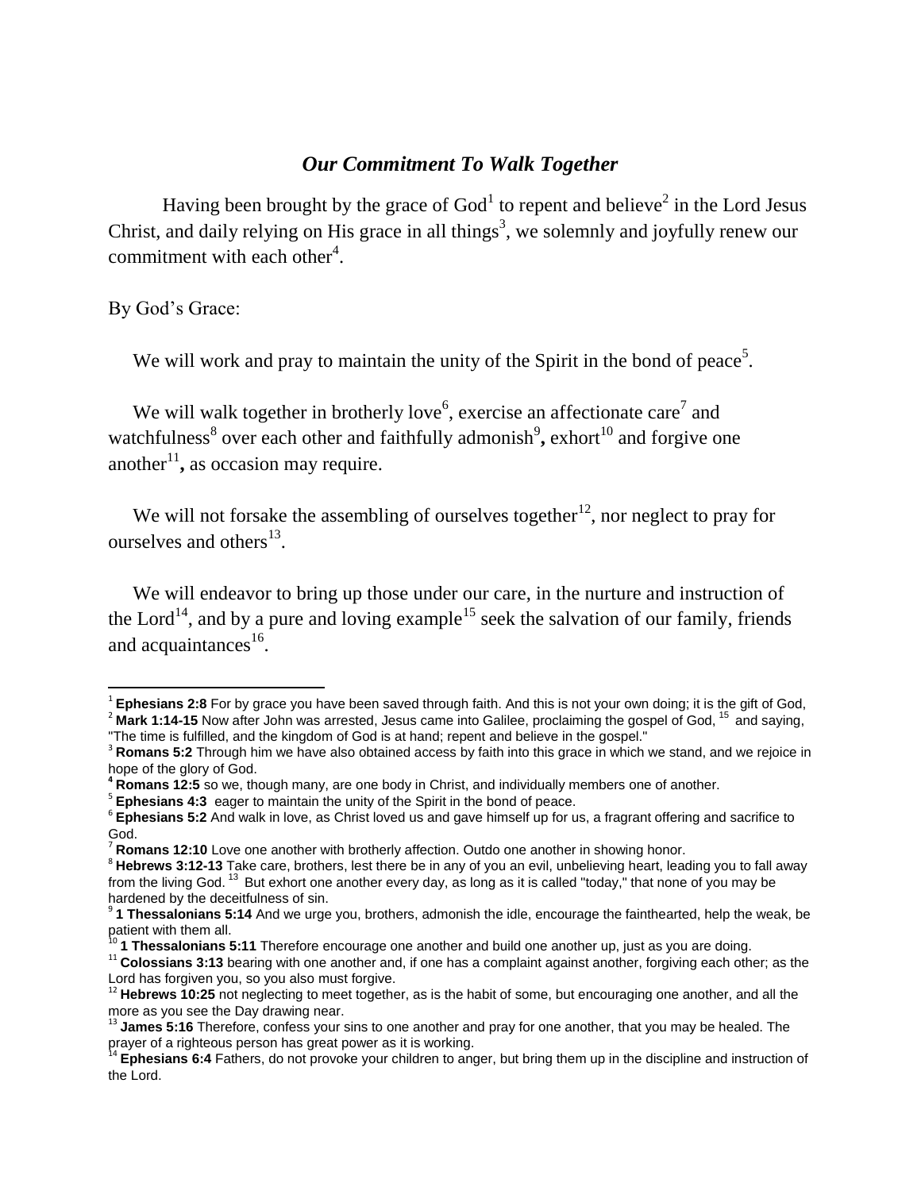## ***Our Commitment To Walk Together***

Having been brought by the grace of God[1] to repent and believe[2] in the Lord Jesus Christ, and daily relying on His grace in all things[3], we solemnly and joyfully renew our commitment with each other[4].

By God's Grace:

We will work and pray to maintain the unity of the Spirit in the bond of peace[5].

We will walk together in brotherly love[6], exercise an affectionate care[7] and watchfulness[8] over each other and faithfully admonish[9]**,** exhort[10] and forgive one another[11]**,** as occasion may require.

We will not forsake the assembling of ourselves together[12], nor neglect to pray for ourselves and others[13].

We will endeavor to bring up those under our care, in the nurture and instruction of the Lord[14], and by a pure and loving example[15] seek the salvation of our family, friends and acquaintances[16].

---

[1] **Ephesians 2:8** For by grace you have been saved through faith. And this is not your own doing; it is the gift of God,

[2] **Mark 1:14-15** Now after John was arrested, Jesus came into Galilee, proclaiming the gospel of God, [15] and saying, "The time is fulfilled, and the kingdom of God is at hand; repent and believe in the gospel."

[3] **Romans 5:2** Through him we have also obtained access by faith into this grace in which we stand, and we rejoice in hope of the glory of God.

[4] **Romans 12:5** so we, though many, are one body in Christ, and individually members one of another.

[5] **Ephesians 4:3** eager to maintain the unity of the Spirit in the bond of peace.

[6] **Ephesians 5:2** And walk in love, as Christ loved us and gave himself up for us, a fragrant offering and sacrifice to God.

[7] **Romans 12:10** Love one another with brotherly affection. Outdo one another in showing honor.

[8] **Hebrews 3:12-13** Take care, brothers, lest there be in any of you an evil, unbelieving heart, leading you to fall away from the living God. [13] But exhort one another every day, as long as it is called "today," that none of you may be hardened by the deceitfulness of sin.

[9] **1 Thessalonians 5:14** And we urge you, brothers, admonish the idle, encourage the fainthearted, help the weak, be patient with them all.

[10] **1 Thessalonians 5:11** Therefore encourage one another and build one another up, just as you are doing.

[11] **Colossians 3:13** bearing with one another and, if one has a complaint against another, forgiving each other; as the Lord has forgiven you, so you also must forgive.

[12] **Hebrews 10:25** not neglecting to meet together, as is the habit of some, but encouraging one another, and all the more as you see the Day drawing near.

[13] **James 5:16** Therefore, confess your sins to one another and pray for one another, that you may be healed. The prayer of a righteous person has great power as it is working.

[14] **Ephesians 6:4** Fathers, do not provoke your children to anger, but bring them up in the discipline and instruction of the Lord.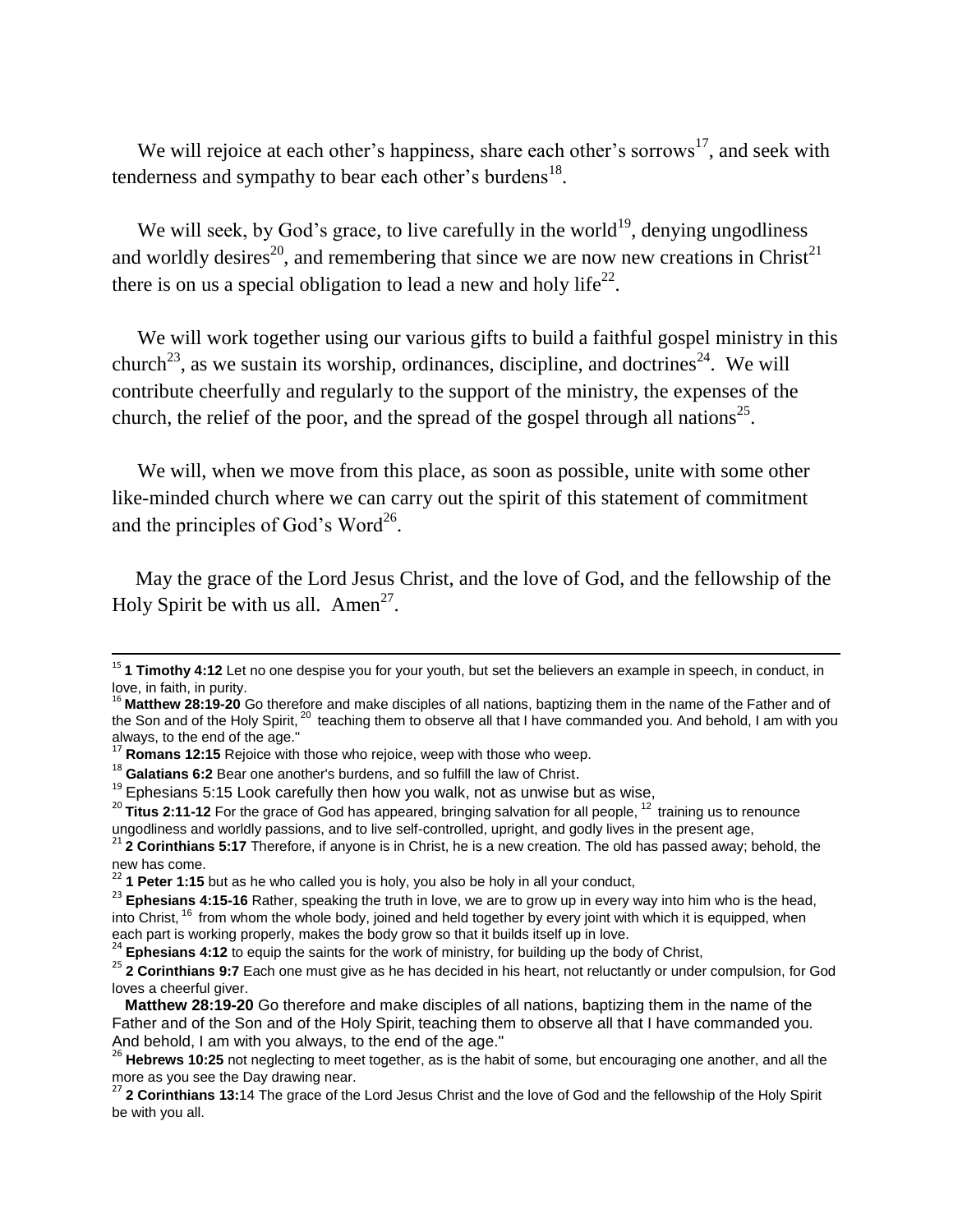We will rejoice at each other's happiness, share each other's sorrows[17], and seek with tenderness and sympathy to bear each other's burdens[18].

We will seek, by God's grace, to live carefully in the world[19], denying ungodliness and worldly desires[20], and remembering that since we are now new creations in Christ[21] there is on us a special obligation to lead a new and holy life[22].

We will work together using our various gifts to build a faithful gospel ministry in this church[23], as we sustain its worship, ordinances, discipline, and doctrines[24]. We will contribute cheerfully and regularly to the support of the ministry, the expenses of the church, the relief of the poor, and the spread of the gospel through all nations[25].

We will, when we move from this place, as soon as possible, unite with some other like-minded church where we can carry out the spirit of this statement of commitment and the principles of God's Word[26].

May the grace of the Lord Jesus Christ, and the love of God, and the fellowship of the Holy Spirit be with us all. Amen[27].

---

[15] **1 Timothy 4:12** Let no one despise you for your youth, but set the believers an example in speech, in conduct, in love, in faith, in purity.

[16] **Matthew 28:19-20** Go therefore and make disciples of all nations, baptizing them in the name of the Father and of the Son and of the Holy Spirit, [20] teaching them to observe all that I have commanded you. And behold, I am with you always, to the end of the age."

[17] **Romans 12:15** Rejoice with those who rejoice, weep with those who weep.

[18] **Galatians 6:2** Bear one another's burdens, and so fulfill the law of Christ.

[19] Ephesians 5:15 Look carefully then how you walk, not as unwise but as wise,

[20] **Titus 2:11-12** For the grace of God has appeared, bringing salvation for all people, [12] training us to renounce ungodliness and worldly passions, and to live self-controlled, upright, and godly lives in the present age,

[21] **2 Corinthians 5:17** Therefore, if anyone is in Christ, he is a new creation. The old has passed away; behold, the new has come.

[22] **1 Peter 1:15** but as he who called you is holy, you also be holy in all your conduct,

[23] **Ephesians 4:15-16** Rather, speaking the truth in love, we are to grow up in every way into him who is the head, into Christ, [16] from whom the whole body, joined and held together by every joint with which it is equipped, when each part is working properly, makes the body grow so that it builds itself up in love.

[24] **Ephesians 4:12** to equip the saints for the work of ministry, for building up the body of Christ,

[25] **2 Corinthians 9:7** Each one must give as he has decided in his heart, not reluctantly or under compulsion, for God loves a cheerful giver.

**Matthew 28:19-20** Go therefore and make disciples of all nations, baptizing them in the name of the Father and of the Son and of the Holy Spirit, teaching them to observe all that I have commanded you. And behold, I am with you always, to the end of the age."

[26] **Hebrews 10:25** not neglecting to meet together, as is the habit of some, but encouraging one another, and all the more as you see the Day drawing near.

[27] **2 Corinthians 13:**14 The grace of the Lord Jesus Christ and the love of God and the fellowship of the Holy Spirit be with you all.